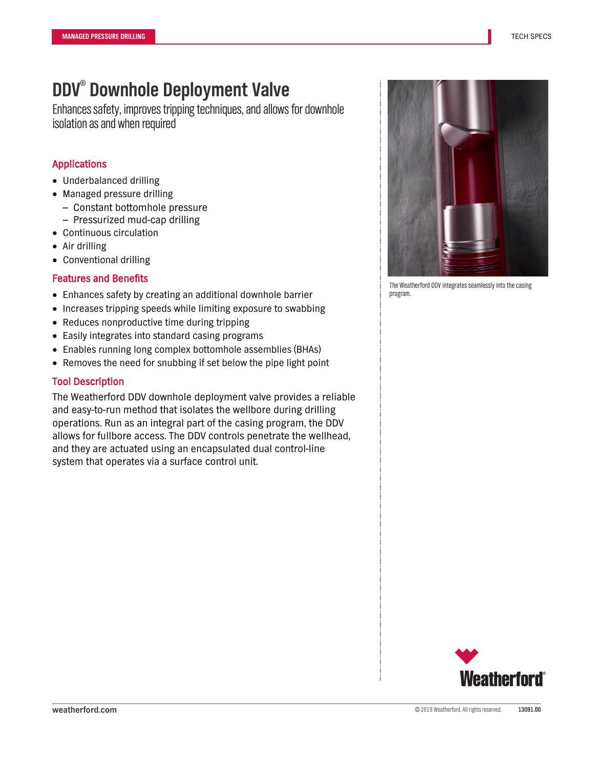# DDV® Downhole Deployment Valve

Enhances safety, improves tripping techniques, and allows for downhole isolation as and when required

## Applications

- Underbalanced drilling
- Managed pressure drilling
  - Constant bottomhole pressure
  - Pressurized mud-cap drilling
- Continuous circulation
- Air drilling
- Conventional drilling

## Features and Benefits

- Enhances safety by creating an additional downhole barrier
- Increases tripping speeds while limiting exposure to swabbing
- Reduces nonproductive time during tripping
- Easily integrates into standard casing programs
- Enables running long complex bottomhole assemblies (BHAs)
- Removes the need for snubbing if set below the pipe light point

## Tool Description

The Weatherford DDV downhole deployment valve provides a reliable and easy-to-run method that isolates the wellbore during drilling operations. Run as an integral part of the casing program, the DDV allows for fullbore access. The DDV controls penetrate the wellhead, and they are actuated using an encapsulated dual control-line system that operates via a surface control unit.

The Weatherford DDV integrates seamlessly into the casing program.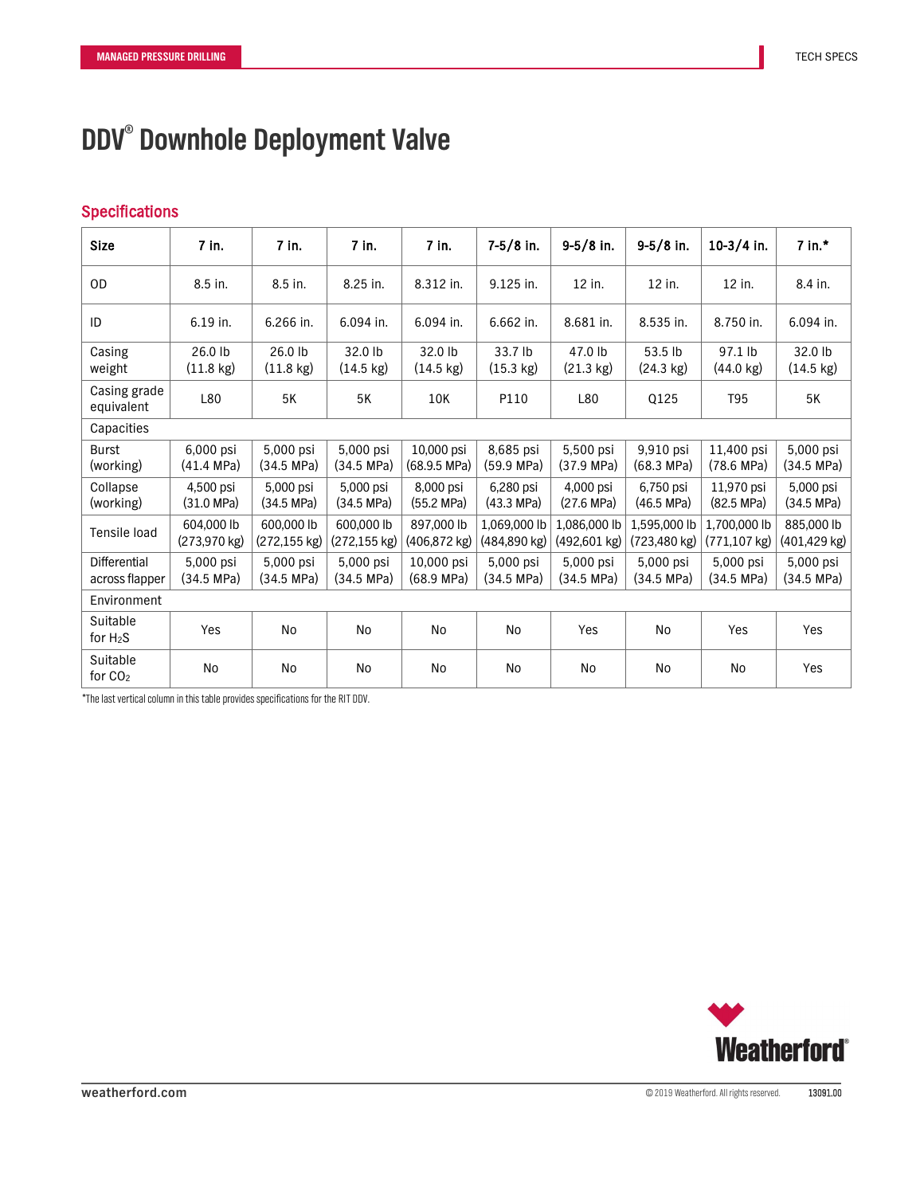# DDV® Downhole Deployment Valve

## Specifications

| Size | 7 in. | 7 in. | 7 in. | 7 in. | 7-5/8 in. | 9-5/8 in. | 9-5/8 in. | 10-3/4 in. | 7 in.* |
|---|---|---|---|---|---|---|---|---|---|
| OD | 8.5 in. | 8.5 in. | 8.25 in. | 8.312 in. | 9.125 in. | 12 in. | 12 in. | 12 in. | 8.4 in. |
| ID | 6.19 in. | 6.266 in. | 6.094 in. | 6.094 in. | 6.662 in. | 8.681 in. | 8.535 in. | 8.750 in. | 6.094 in. |
| Casing weight | 26.0 lb (11.8 kg) | 26.0 lb (11.8 kg) | 32.0 lb (14.5 kg) | 32.0 lb (14.5 kg) | 33.7 lb (15.3 kg) | 47.0 lb (21.3 kg) | 53.5 lb (24.3 kg) | 97.1 lb (44.0 kg) | 32.0 lb (14.5 kg) |
| Casing grade equivalent | L80 | 5K | 5K | 10K | P110 | L80 | Q125 | T95 | 5K |
| Capacities | | | | | | | | | |
| Burst (working) | 6,000 psi (41.4 MPa) | 5,000 psi (34.5 MPa) | 5,000 psi (34.5 MPa) | 10,000 psi (68.9.5 MPa) | 8,685 psi (59.9 MPa) | 5,500 psi (37.9 MPa) | 9,910 psi (68.3 MPa) | 11,400 psi (78.6 MPa) | 5,000 psi (34.5 MPa) |
| Collapse (working) | 4,500 psi (31.0 MPa) | 5,000 psi (34.5 MPa) | 5,000 psi (34.5 MPa) | 8,000 psi (55.2 MPa) | 6,280 psi (43.3 MPa) | 4,000 psi (27.6 MPa) | 6,750 psi (46.5 MPa) | 11,970 psi (82.5 MPa) | 5,000 psi (34.5 MPa) |
| Tensile load | 604,000 lb (273,970 kg) | 600,000 lb (272,155 kg) | 600,000 lb (272,155 kg) | 897,000 lb (406,872 kg) | 1,069,000 lb (484,890 kg) | 1,086,000 lb (492,601 kg) | 1,595,000 lb (723,480 kg) | 1,700,000 lb (771,107 kg) | 885,000 lb (401,429 kg) |
| Differential across flapper | 5,000 psi (34.5 MPa) | 5,000 psi (34.5 MPa) | 5,000 psi (34.5 MPa) | 10,000 psi (68.9 MPa) | 5,000 psi (34.5 MPa) | 5,000 psi (34.5 MPa) | 5,000 psi (34.5 MPa) | 5,000 psi (34.5 MPa) | 5,000 psi (34.5 MPa) |
| Environment | | | | | | | | | |
| Suitable for $H_2S$ | Yes | No | No | No | No | Yes | No | Yes | Yes |
| Suitable for $CO_2$ | No | No | No | No | No | No | No | No | Yes |

*The last vertical column in this table provides specifications for the RIT DDV.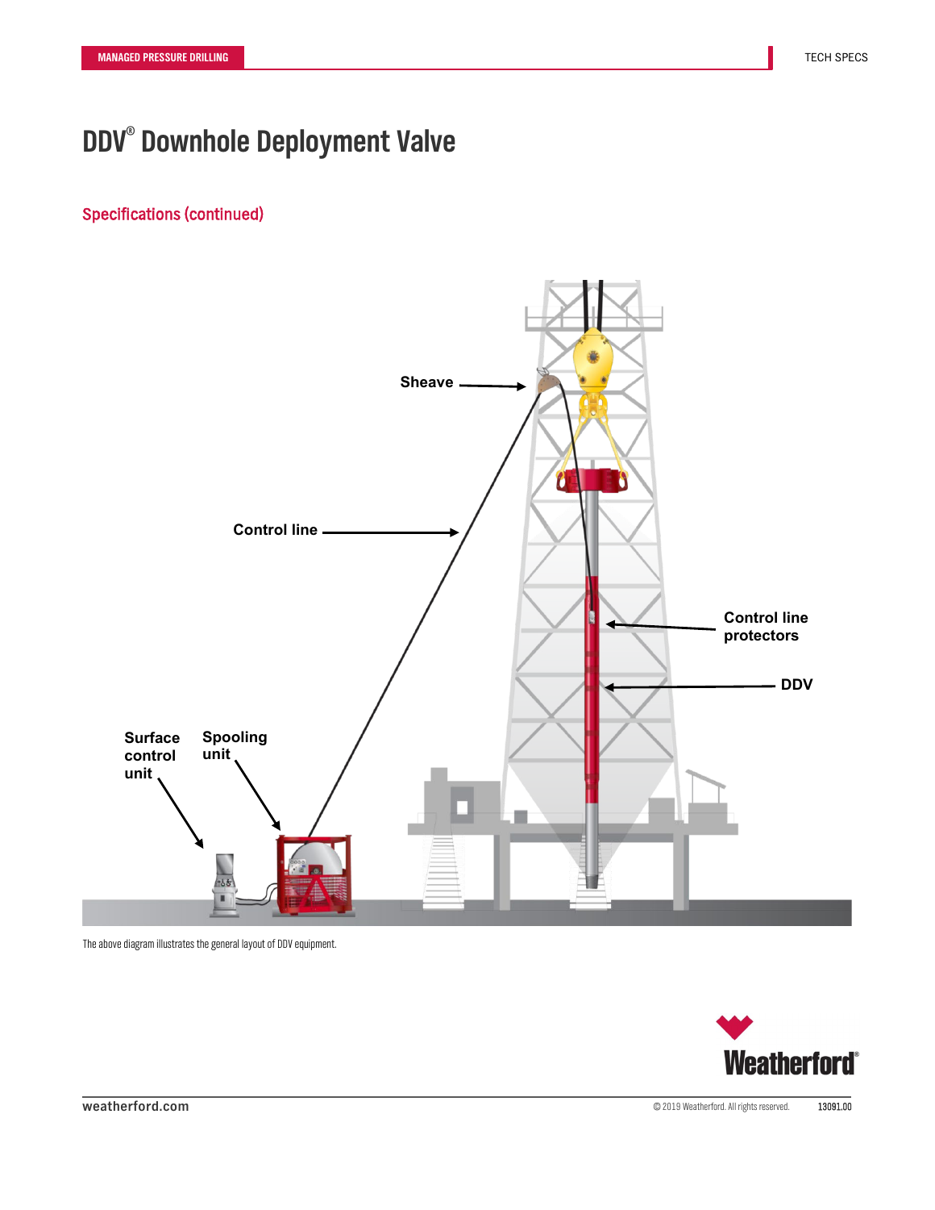# DDV® Downhole Deployment Valve

## Specifications (continued)

Sheave

Control line

Control line protectors

DDV

Surface control unit

Spooling unit

The above diagram illustrates the general layout of DDV equipment.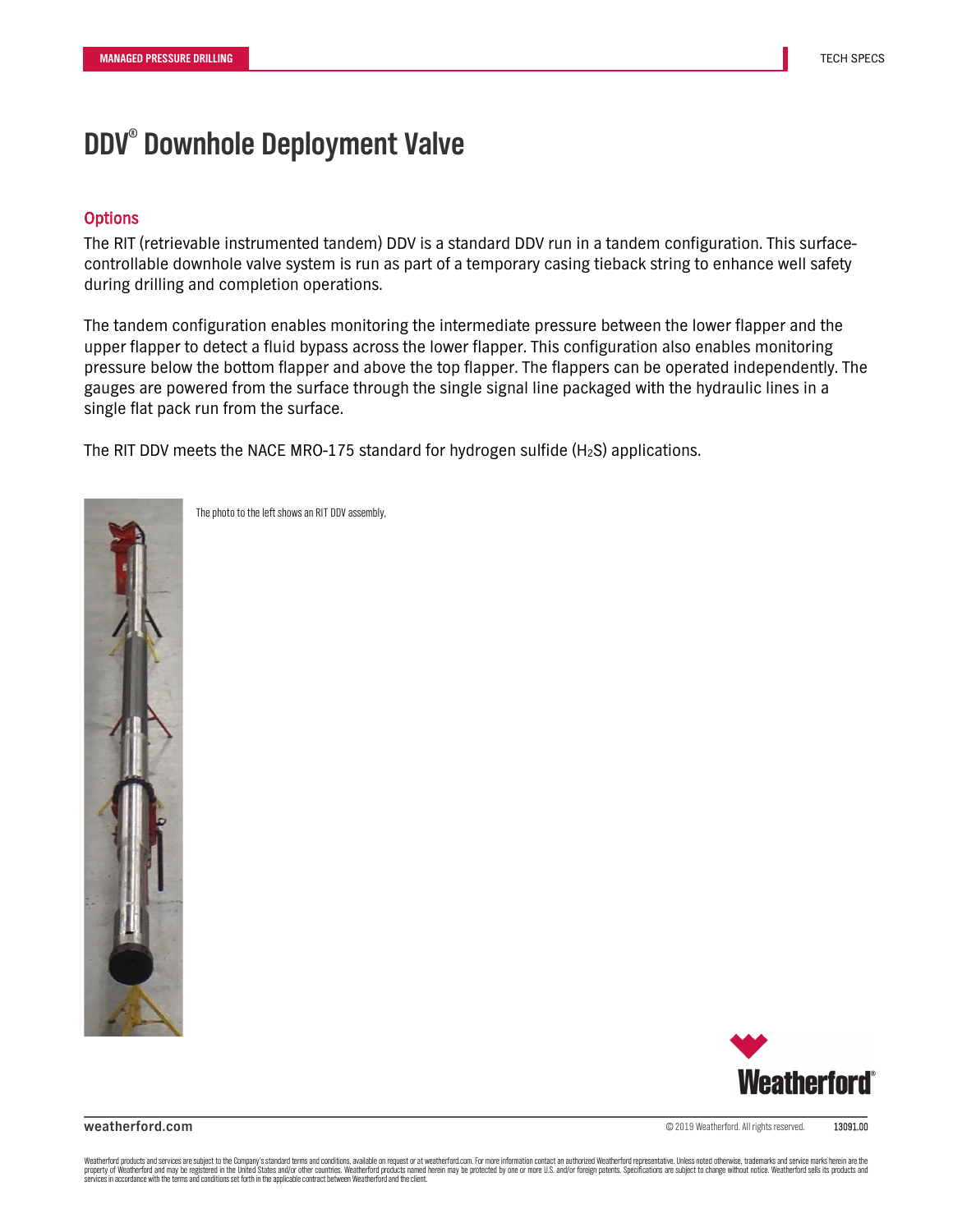# DDV® Downhole Deployment Valve

## Options

The RIT (retrievable instrumented tandem) DDV is a standard DDV run in a tandem configuration. This surface-controllable downhole valve system is run as part of a temporary casing tieback string to enhance well safety during drilling and completion operations.

The tandem configuration enables monitoring the intermediate pressure between the lower flapper and the upper flapper to detect a fluid bypass across the lower flapper. This configuration also enables monitoring pressure below the bottom flapper and above the top flapper. The flappers can be operated independently. The gauges are powered from the surface through the single signal line packaged with the hydraulic lines in a single flat pack run from the surface.

The RIT DDV meets the NACE MRO-175 standard for hydrogen sulfide ($H_2S$) applications.

The photo to the left shows an RIT DDV assembly,

weatherford.com

© 2019 Weatherford. All rights reserved. 13091.00

Weatherford products and services are subject to the Company's standard terms and conditions, available on request or at weatherford.com. For more information contact an authorized Weatherford representative. Unless noted otherwise, trademarks and service marks herein are the property of Weatherford and may be registered in the United States and/or other countries. Weatherford products named herein may be protected by one or more U.S. and/or foreign patents. Specifications are subject to change without notice. Weatherford sells its products and services in accordance with the terms and conditions set forth in the applicable contract between Weatherford and the client.